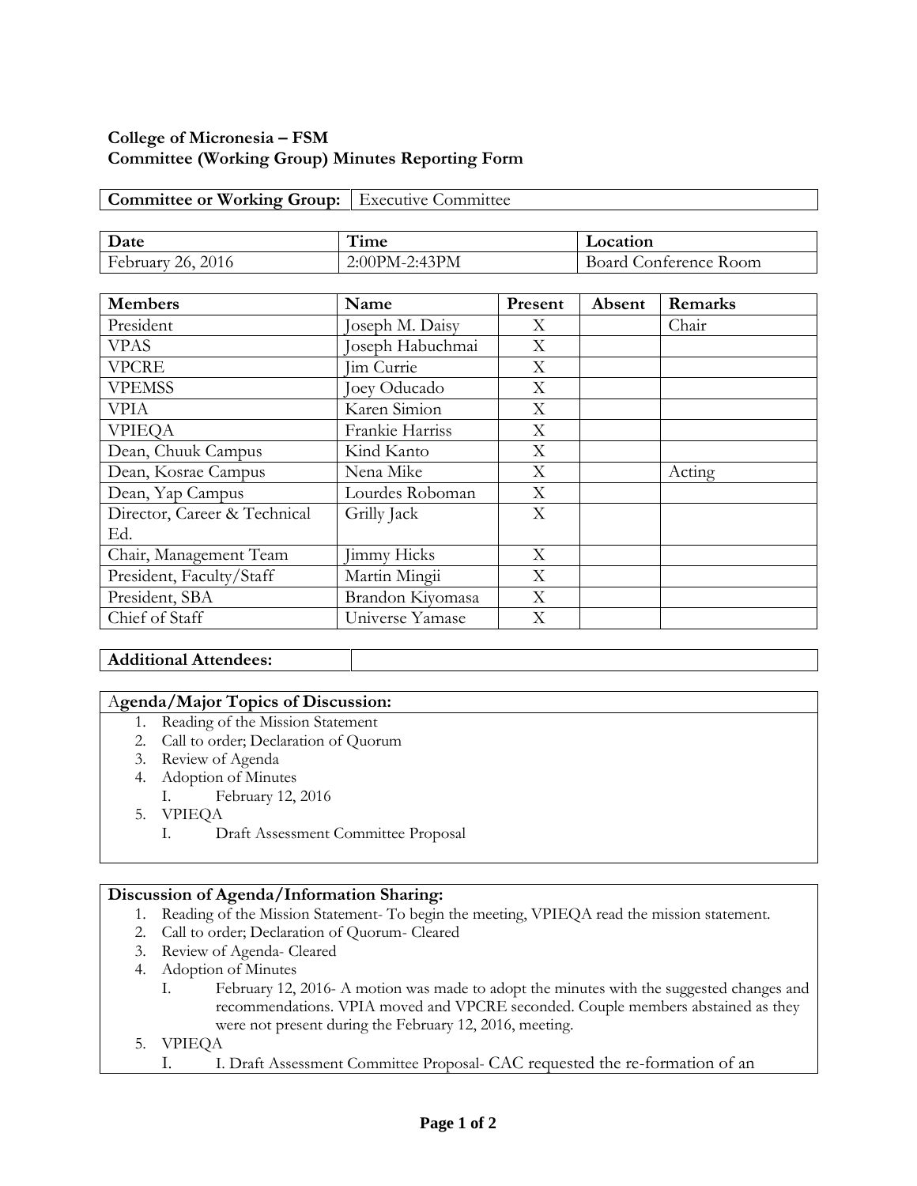**College of Micronesia – FSM**
**Committee (Working Group) Minutes Reporting Form**

| **Committee or Working Group:** | Executive Committee |
|---|---|

| **Date** | **Time** | **Location** |
|---|---|---|
| February 26, 2016 | 2:00PM-2:43PM | Board Conference Room |

| **Members** | **Name** | **Present** | **Absent** | **Remarks** |
|---|---|---|---|---|
| President | Joseph M. Daisy | X | | Chair |
| VPAS | Joseph Habuchmai | X | | |
| VPCRE | Jim Currie | X | | |
| VPEMSS | Joey Oducado | X | | |
| VPIA | Karen Simion | X | | |
| VPIEQA | Frankie Harriss | X | | |
| Dean, Chuuk Campus | Kind Kanto | X | | |
| Dean, Kosrae Campus | Nena Mike | X | | Acting |
| Dean, Yap Campus | Lourdes Roboman | X | | |
| Director, Career & Technical Ed. | Grilly Jack | X | | |
| Chair, Management Team | Jimmy Hicks | X | | |
| President, Faculty/Staff | Martin Mingii | X | | |
| President, SBA | Brandon Kiyomasa | X | | |
| Chief of Staff | Universe Yamase | X | | |

| **Additional Attendees:** | |
|---|---|

**Agenda/Major Topics of Discussion:**

1. Reading of the Mission Statement
2. Call to order; Declaration of Quorum
3. Review of Agenda
4. Adoption of Minutes
   I. February 12, 2016
5. VPIEQA
   I. Draft Assessment Committee Proposal

**Discussion of Agenda/Information Sharing:**

1. Reading of the Mission Statement- To begin the meeting, VPIEQA read the mission statement.
2. Call to order; Declaration of Quorum- Cleared
3. Review of Agenda- Cleared
4. Adoption of Minutes
   I. February 12, 2016- A motion was made to adopt the minutes with the suggested changes and recommendations. VPIA moved and VPCRE seconded. Couple members abstained as they were not present during the February 12, 2016, meeting.
5. VPIEQA
   I. I. Draft Assessment Committee Proposal- CAC requested the re-formation of an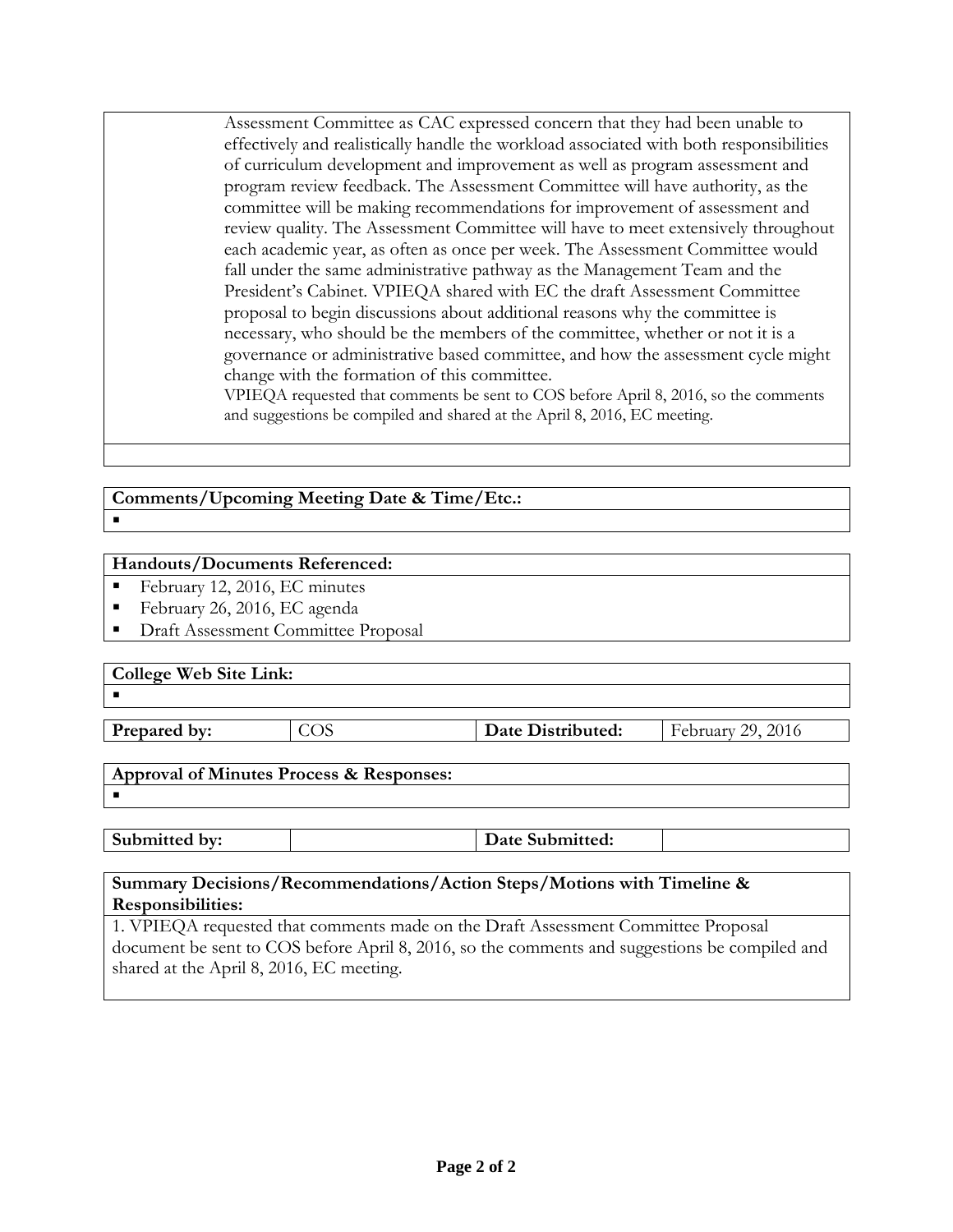Assessment Committee as CAC expressed concern that they had been unable to effectively and realistically handle the workload associated with both responsibilities of curriculum development and improvement as well as program assessment and program review feedback. The Assessment Committee will have authority, as the committee will be making recommendations for improvement of assessment and review quality. The Assessment Committee will have to meet extensively throughout each academic year, as often as once per week. The Assessment Committee would fall under the same administrative pathway as the Management Team and the President's Cabinet. VPIEQA shared with EC the draft Assessment Committee proposal to begin discussions about additional reasons why the committee is necessary, who should be the members of the committee, whether or not it is a governance or administrative based committee, and how the assessment cycle might change with the formation of this committee.

VPIEQA requested that comments be sent to COS before April 8, 2016, so the comments and suggestions be compiled and shared at the April 8, 2016, EC meeting.

**Comments/Upcoming Meeting Date & Time/Etc.:**

-

**Handouts/Documents Referenced:**

- February 12, 2016, EC minutes
- February 26, 2016, EC agenda
- Draft Assessment Committee Proposal

**College Web Site Link:**

-

| **Prepared by:** | COS | **Date Distributed:** | February 29, 2016 |
|---|---|---|---|

**Approval of Minutes Process & Responses:**

-

| **Submitted by:** | | **Date Submitted:** | |
|---|---|---|---|

**Summary Decisions/Recommendations/Action Steps/Motions with Timeline & Responsibilities:**

1. VPIEQA requested that comments made on the Draft Assessment Committee Proposal document be sent to COS before April 8, 2016, so the comments and suggestions be compiled and shared at the April 8, 2016, EC meeting.